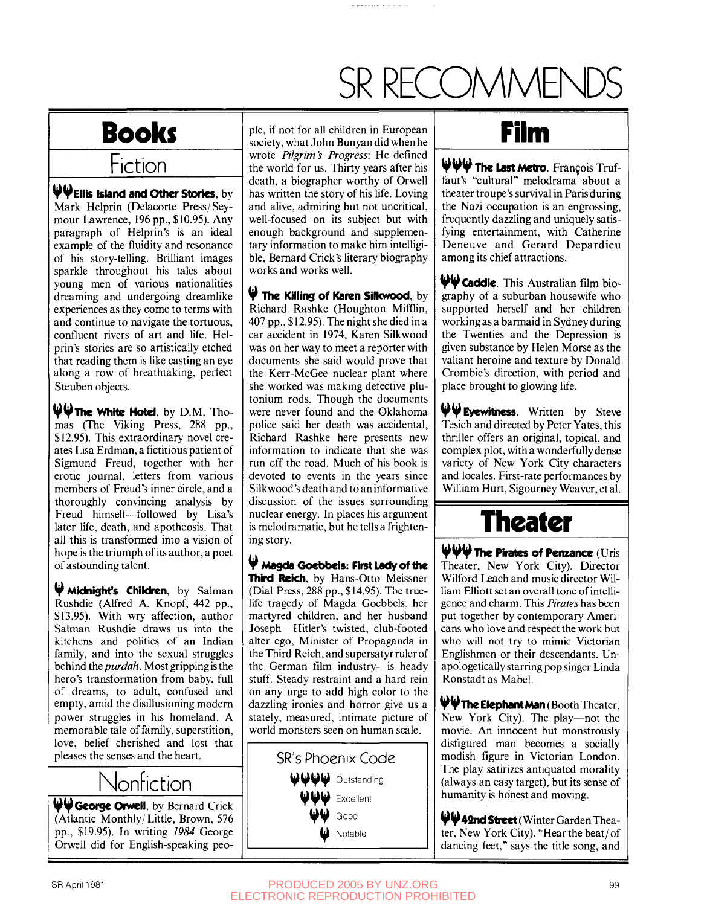# SR RECOMMENDS

## Books

### Fiction

**ΨΨ Ellis Island and Other Stories**, by Mark Helprin (Delacorte Press/Seymour Lawrence, 196 pp., $10.95). Any paragraph of Helprin's is an ideal example of the fluidity and resonance of his story-telling. Brilliant images sparkle throughout his tales about young men of various nationalities dreaming and undergoing dreamlike experiences as they come to terms with and continue to navigate the tortuous, confluent rivers of art and life. Helprin's stories are so artistically etched that reading them is like casting an eye along a row of breathtaking, perfect Steuben objects.

**ΨΨ The White Hotel**, by D.M. Thomas (The Viking Press, 288 pp., $12.95). This extraordinary novel creates Lisa Erdman, a fictitious patient of Sigmund Freud, together with her erotic journal, letters from various members of Freud's inner circle, and a thoroughly convincing analysis by Freud himself—followed by Lisa's later life, death, and apotheosis. That all this is transformed into a vision of hope is the triumph of its author, a poet of astounding talent.

**Ψ Midnight's Children**, by Salman Rushdie (Alfred A. Knopf, 442 pp., $13.95). With wry affection, author Salman Rushdie draws us into the kitchens and politics of an Indian family, and into the sexual struggles behind the *purdah*. Most gripping is the hero's transformation from baby, full of dreams, to adult, confused and empty, amid the disillusioning modern power struggles in his homeland. A memorable tale of family, superstition, love, belief cherished and lost that pleases the senses and the heart.

### Nonfiction

**ΨΨ George Orwell**, by Bernard Crick (Atlantic Monthly/Little, Brown, 576 pp., $19.95). In writing *1984* George Orwell did for English-speaking people, if not for all children in European society, what John Bunyan did when he wrote *Pilgrim's Progress*: He defined the world for us. Thirty years after his death, a biographer worthy of Orwell has written the story of his life. Loving and alive, admiring but not uncritical, well-focused on its subject but with enough background and supplementary information to make him intelligible, Bernard Crick's literary biography works and works well.

**Ψ The Killing of Karen Silkwood**, by Richard Rashke (Houghton Mifflin, 407 pp., $12.95). The night she died in a car accident in 1974, Karen Silkwood was on her way to meet a reporter with documents she said would prove that the Kerr-McGee nuclear plant where she worked was making defective plutonium rods. Though the documents were never found and the Oklahoma police said her death was accidental, Richard Rashke here presents new information to indicate that she was run off the road. Much of his book is devoted to events in the years since Silkwood's death and to an informative discussion of the issues surrounding nuclear energy. In places his argument is melodramatic, but he tells a frightening story.

**Ψ Magda Goebbels: First Lady of the Third Reich**, by Hans-Otto Meissner (Dial Press, 288 pp., $14.95). The true-life tragedy of Magda Goebbels, her martyred children, and her husband Joseph—Hitler's twisted, club-footed alter ego, Minister of Propaganda in the Third Reich, and supersatyr ruler of the German film industry—is heady stuff. Steady restraint and a hard rein on any urge to add high color to the dazzling ironies and horror give us a stately, measured, intimate picture of world monsters seen on human scale.

**SR's Phoenix Code**

- ΨΨΨΨ Outstanding
- ΨΨΨ Excellent
- ΨΨ Good
- Ψ Notable

## Film

**ΨΨΨ The Last Metro**. François Truffaut's "cultural" melodrama about a theater troupe's survival in Paris during the Nazi occupation is an engrossing, frequently dazzling and uniquely satisfying entertainment, with Catherine Deneuve and Gerard Depardieu among its chief attractions.

**ΨΨ Caddie**. This Australian film biography of a suburban housewife who supported herself and her children working as a barmaid in Sydney during the Twenties and the Depression is given substance by Helen Morse as the valiant heroine and texture by Donald Crombie's direction, with period and place brought to glowing life.

**ΨΨ Eyewitness**. Written by Steve Tesich and directed by Peter Yates, this thriller offers an original, topical, and complex plot, with a wonderfully dense variety of New York City characters and locales. First-rate performances by William Hurt, Sigourney Weaver, et al.

## Theater

**ΨΨΨ The Pirates of Penzance** (Uris Theater, New York City). Director Wilford Leach and music director William Elliott set an overall tone of intelligence and charm. This *Pirates* has been put together by contemporary Americans who love and respect the work but who will not try to mimic Victorian Englishmen or their descendants. Unapologetically starring pop singer Linda Ronstadt as Mabel.

**ΨΨ The Elephant Man** (Booth Theater, New York City). The play—not the movie. An innocent but monstrously disfigured man becomes a socially modish figure in Victorian London. The play satirizes antiquated morality (always an easy target), but its sense of humanity is honest and moving.

**ΨΨ 42nd Street** (Winter Garden Theater, New York City). "Hear the beat/of dancing feet," says the title song, and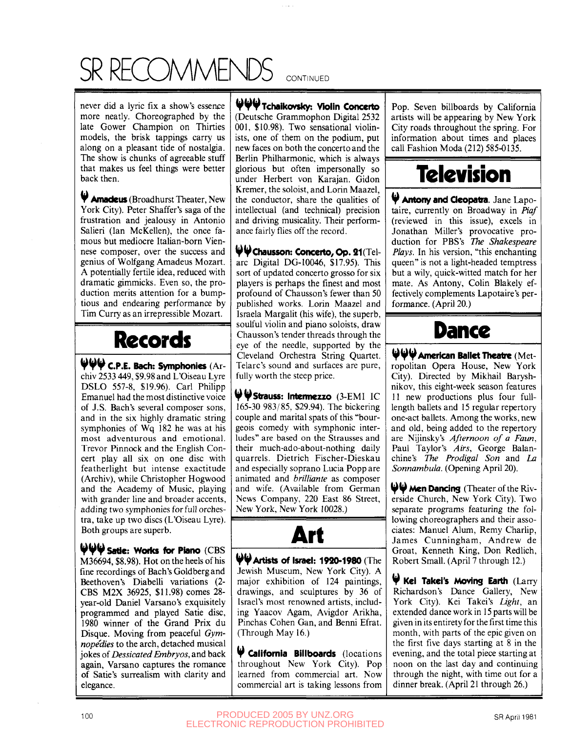# SR RECOMMENDS CONTINUED

never did a lyric fix a show's essence more neatly. Choreographed by the late Gower Champion on Thirties models, the brisk tappings carry us along on a pleasant tide of nostalgia. The show is chunks of agreeable stuff that makes us feel things were better back then.

**Amadeus** (Broadhurst Theater, New York City). Peter Shaffer's saga of the frustration and jealousy in Antonio Salieri (Ian McKellen), the once famous but mediocre Italian-born Viennese composer, over the success and genius of Wolfgang Amadeus Mozart. A potentially fertile idea, reduced with dramatic gimmicks. Even so, the production merits attention for a bumptious and endearing performance by Tim Curry as an irrepressible Mozart.

## Records

**C.P.E. Bach: Symphonies** (Archiv 2533 449, $9.98 and L'Oiseau Lyre DSLO 557-8, $19.96). Carl Philipp Emanuel had the most distinctive voice of J.S. Bach's several composer sons, and in the six highly dramatic string symphonies of Wq 182 he was at his most adventurous and emotional. Trevor Pinnock and the English Concert play all six on one disc with featherlight but intense exactitude (Archiv), while Christopher Hogwood and the Academy of Music, playing with grander line and broader accents, adding two symphonies for full orchestra, take up two discs (L'Oiseau Lyre). Both groups are superb.

**Satie: Works for Piano** (CBS M36694, $8.98). Hot on the heels of his fine recordings of Bach's Goldberg and Beethoven's Diabelli variations (2-CBS M2X 36925, $11.98) comes 28-year-old Daniel Varsano's exquisitely programmed and played Satie disc, 1980 winner of the Grand Prix du Disque. Moving from peaceful *Gymnopédies* to the arch, detached musical jokes of *Dessicated Embryos*, and back again, Varsano captures the romance of Satie's surrealism with clarity and elegance.

**Tchaikovsky: Violin Concerto** (Deutsche Grammophon Digital 2532 001, $10.98). Two sensational violinists, one of them on the podium, put new faces on both the concerto and the Berlin Philharmonic, which is always glorious but often impersonally so under Herbert von Karajan. Gidon Kremer, the soloist, and Lorin Maazel, the conductor, share the qualities of intellectual (and technical) precision and driving musicality. Their performance fairly flies off the record.

**Chausson: Concerto, Op. 21** (Telarc Digital DG-10046, $17.95). This sort of updated concerto grosso for six players is perhaps the finest and most profound of Chausson's fewer than 50 published works. Lorin Maazel and Israela Margalit (his wife), the superb, soulful violin and piano soloists, draw Chausson's tender threads through the eye of the needle, supported by the Cleveland Orchestra String Quartet. Telarc's sound and surfaces are pure, fully worth the steep price.

**Strauss: Intermezzo** (3-EMI IC 165-30 983/85, $29.94). The bickering couple and marital spats of this "bourgeois comedy with symphonic interludes" are based on the Strausses and their much-ado-about-nothing daily quarrels. Dietrich Fischer-Dieskau and especially soprano Lucia Popp are animated and *brilliante* as composer and wife. (Available from German News Company, 220 East 86 Street, New York, New York 10028.)

## Art

**Artists of Israel: 1920-1980** (The Jewish Museum, New York City). A major exhibition of 124 paintings, drawings, and sculptures by 36 of Israel's most renowned artists, including Yaacov Agam, Avigdor Arikha, Pinchas Cohen Gan, and Benni Efrat. (Through May 16.)

**California Billboards** (locations throughout New York City). Pop learned from commercial art. Now commercial art is taking lessons from Pop. Seven billboards by California artists will be appearing by New York City roads throughout the spring. For information about times and places call Fashion Moda (212) 585-0135.

## Television

**Antony and Cleopatra**. Jane Lapotaire, currently on Broadway in *Piaf* (reviewed in this issue), excels in Jonathan Miller's provocative production for PBS's *The Shakespeare Plays*. In his version, "this enchanting queen" is not a light-headed temptress but a wily, quick-witted match for her mate. As Antony, Colin Blakely effectively complements Lapotaire's performance. (April 20.)

## Dance

**American Ballet Theatre** (Metropolitan Opera House, New York City). Directed by Mikhail Baryshnikov, this eight-week season features 11 new productions plus four full-length ballets and 15 regular repertory one-act ballets. Among the works, new and old, being added to the repertory are Nijinsky's *Afternoon of a Faun*, Paul Taylor's *Airs*, George Balanchine's *The Prodigal Son* and *La Sonnambula*. (Opening April 20).

**Men Dancing** (Theater of the Riverside Church, New York City). Two separate programs featuring the following choreographers and their associates: Manuel Alum, Remy Charlip, James Cunningham, Andrew de Groat, Kenneth King, Don Redlich, Robert Small. (April 7 through 12.)

**Kei Takei's Moving Earth** (Larry Richardson's Dance Gallery, New York City). Kei Takei's *Light*, an extended dance work in 15 parts will be given in its entirety for the first time this month, with parts of the epic given on the first five days starting at 8 in the evening, and the total piece starting at noon on the last day and continuing through the night, with time out for a dinner break. (April 21 through 26.)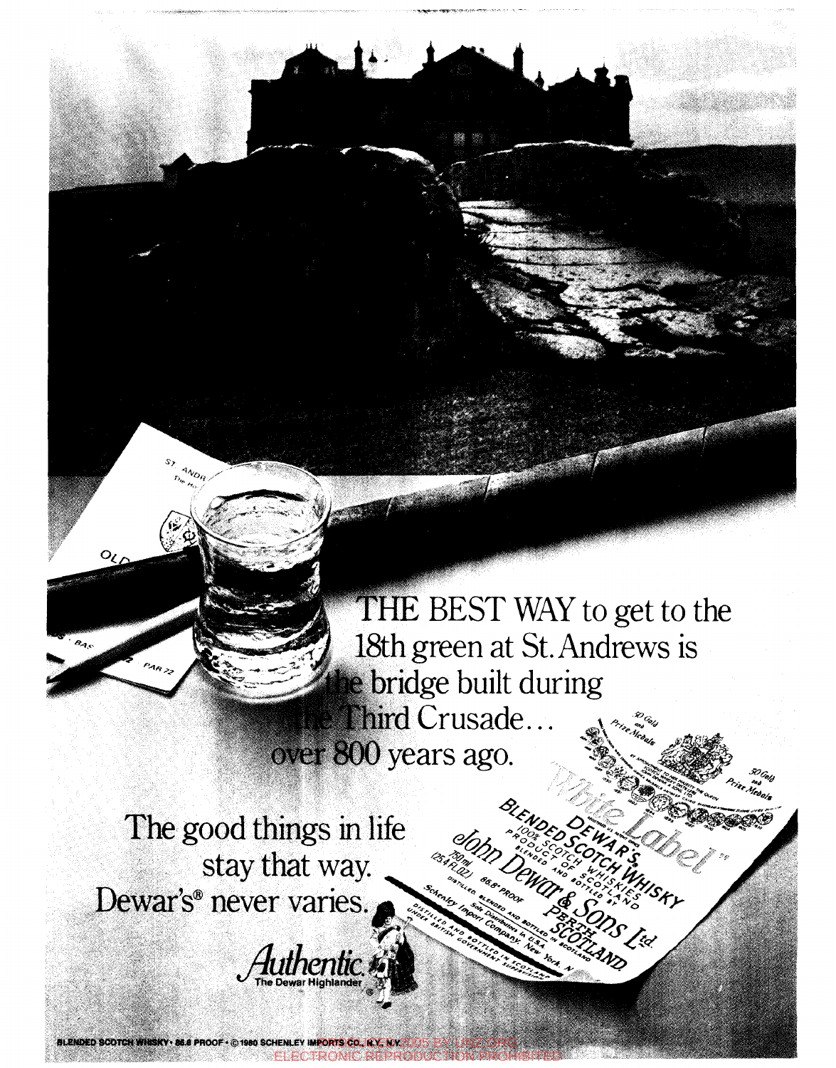THE BEST WAY to get to the 18th green at St. Andrews is the bridge built during the Third Crusade... over 800 years ago.

The good things in life stay that way. Dewar's® never varies.

*Authentic.* The Dewar Highlander®

BLENDED SCOTCH WHISKY • 86.8 PROOF • © 1980 SCHENLEY IMPORTS CO., N.Y., N.Y.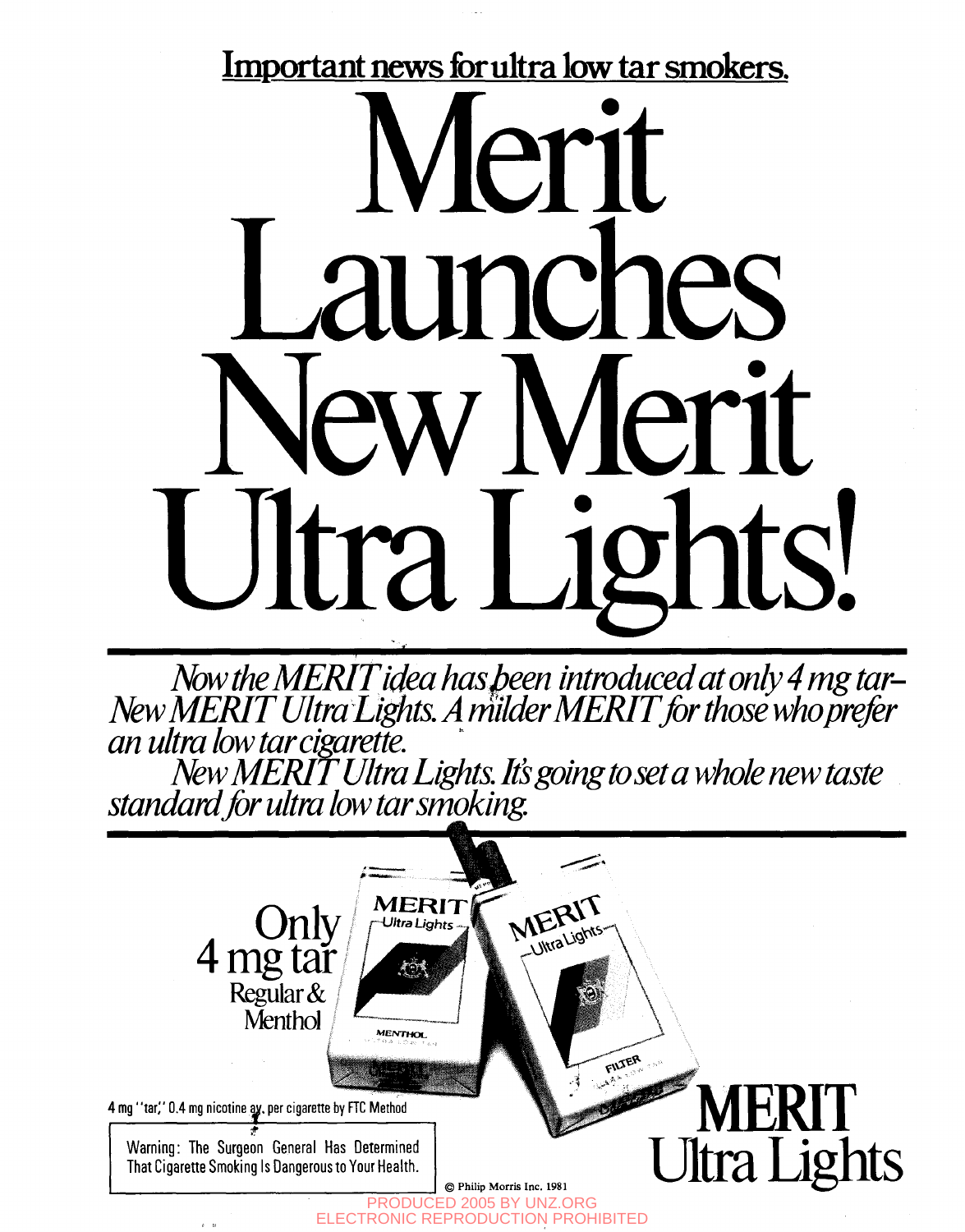**Important news for ultra low tar smokers.**

# Merit Launches New Merit Ultra Lights!

*Now the MERIT idea has been introduced at only 4 mg tar–New MERIT Ultra Lights. A milder MERIT for those who prefer an ultra low tar cigarette.*

*New MERIT Ultra Lights. It's going to set a whole new taste standard for ultra low tar smoking.*

Only
4 mg tar
Regular &
Menthol

4 mg "tar," 0.4 mg nicotine av. per cigarette by FTC Method

Warning: The Surgeon General Has Determined That Cigarette Smoking Is Dangerous to Your Health.

© Philip Morris Inc. 1981

**MERIT**
Ultra Lights

PRODUCED 2005 BY UNZ.ORG
ELECTRONIC REPRODUCTION PROHIBITED